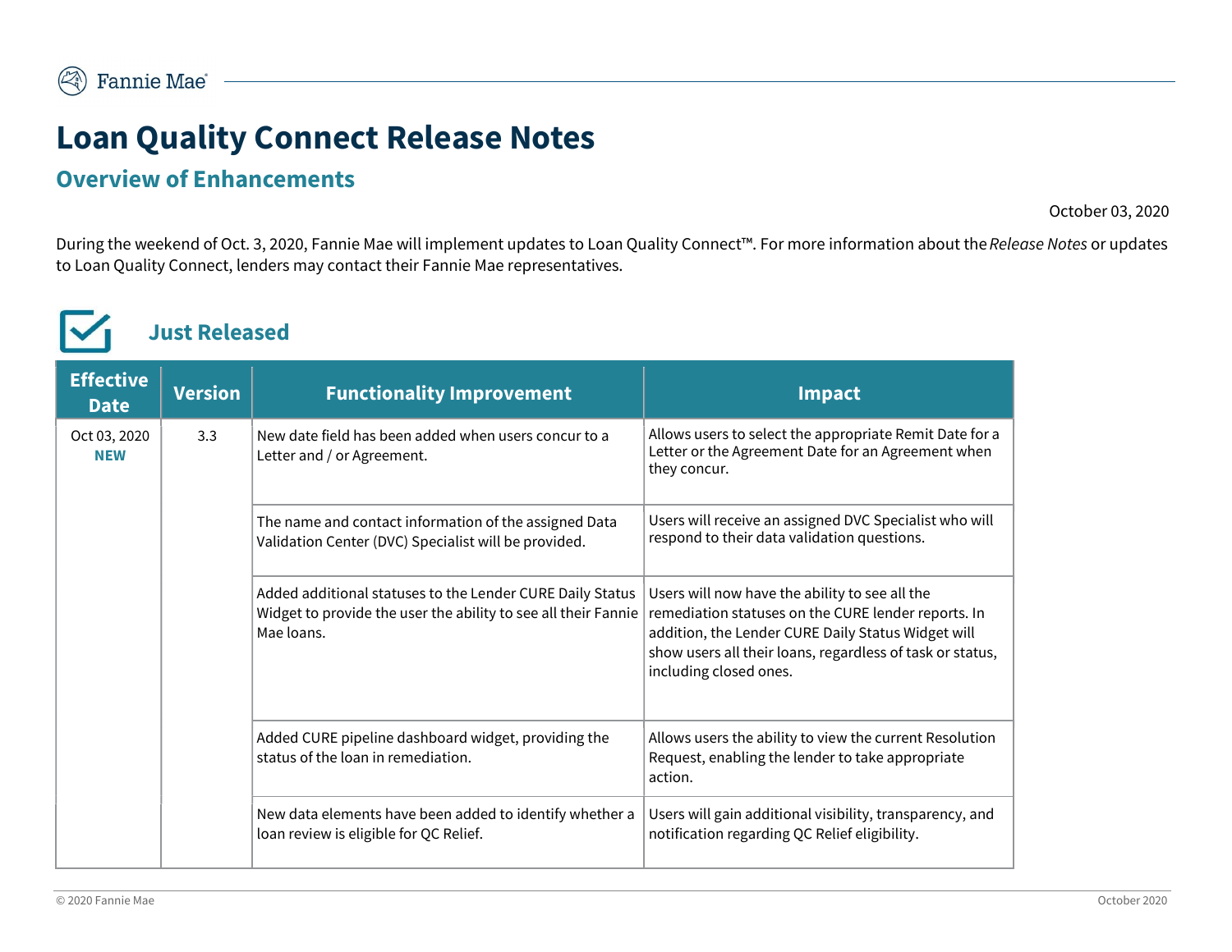# Loan Quality Connect Release Notes

## Overview of Enhancements

October 03, 2020

During the weekend of Oct. 3, 2020, Fannie Mae will implement updates to Loan Quality Connect™. For more information about the *Release Notes* or updates to Loan Quality Connect, lenders may contact their Fannie Mae representatives.

## Just Released

| Effective Date | Version | Functionality Improvement | Impact |
|---|---|---|---|
| Oct 03, 2020 **NEW** | 3.3 | New date field has been added when users concur to a Letter and / or Agreement. | Allows users to select the appropriate Remit Date for a Letter or the Agreement Date for an Agreement when they concur. |
| | | The name and contact information of the assigned Data Validation Center (DVC) Specialist will be provided. | Users will receive an assigned DVC Specialist who will respond to their data validation questions. |
| | | Added additional statuses to the Lender CURE Daily Status Widget to provide the user the ability to see all their Fannie Mae loans. | Users will now have the ability to see all the remediation statuses on the CURE lender reports. In addition, the Lender CURE Daily Status Widget will show users all their loans, regardless of task or status, including closed ones. |
| | | Added CURE pipeline dashboard widget, providing the status of the loan in remediation. | Allows users the ability to view the current Resolution Request, enabling the lender to take appropriate action. |
| | | New data elements have been added to identify whether a loan review is eligible for QC Relief. | Users will gain additional visibility, transparency, and notification regarding QC Relief eligibility. |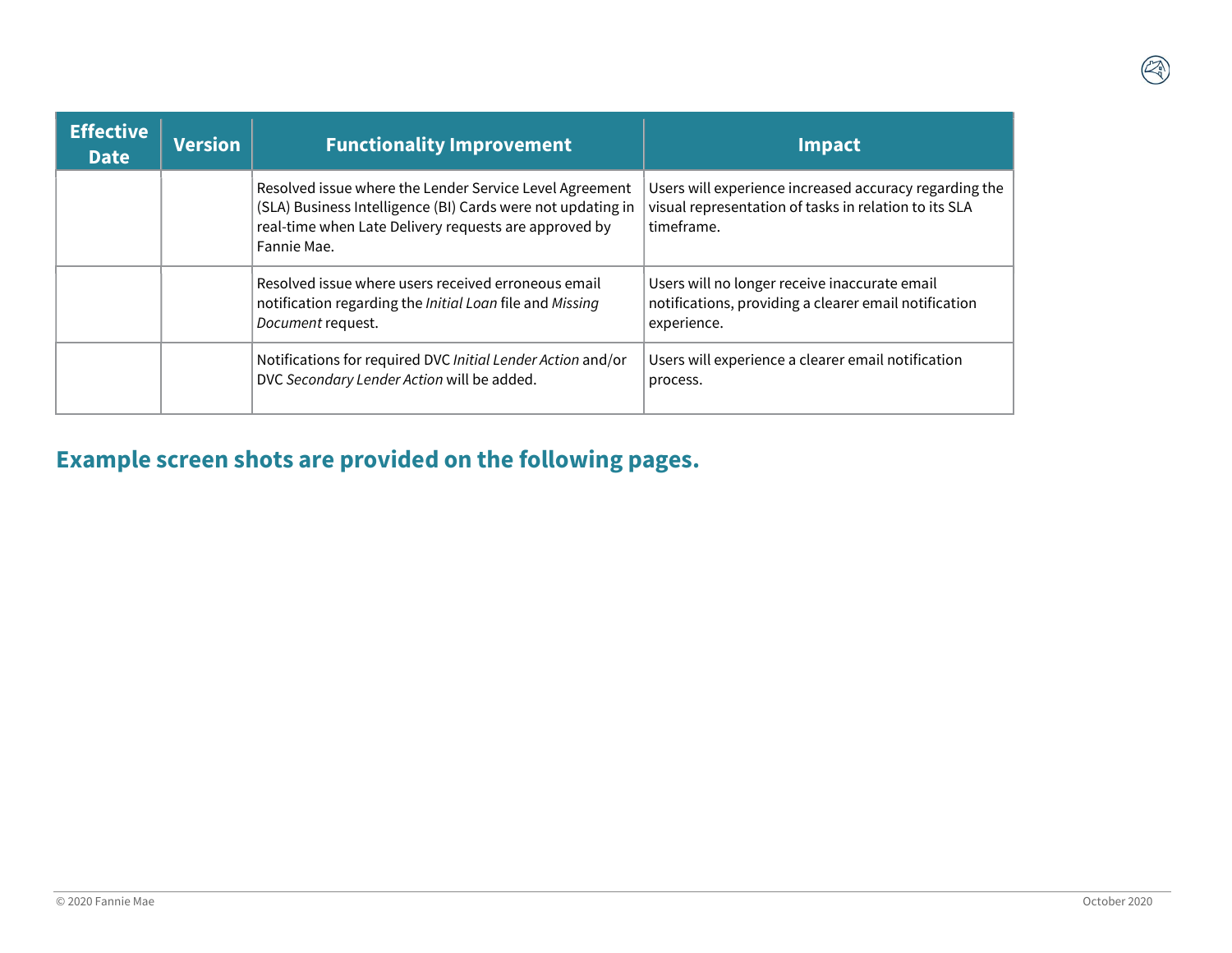| Effective Date | Version | Functionality Improvement | Impact |
|---|---|---|---|
| | | Resolved issue where the Lender Service Level Agreement (SLA) Business Intelligence (BI) Cards were not updating in real-time when Late Delivery requests are approved by Fannie Mae. | Users will experience increased accuracy regarding the visual representation of tasks in relation to its SLA timeframe. |
| | | Resolved issue where users received erroneous email notification regarding the *Initial Loan* file and *Missing Document* request. | Users will no longer receive inaccurate email notifications, providing a clearer email notification experience. |
| | | Notifications for required DVC *Initial Lender Action* and/or DVC *Secondary Lender Action* will be added. | Users will experience a clearer email notification process. |

## Example screen shots are provided on the following pages.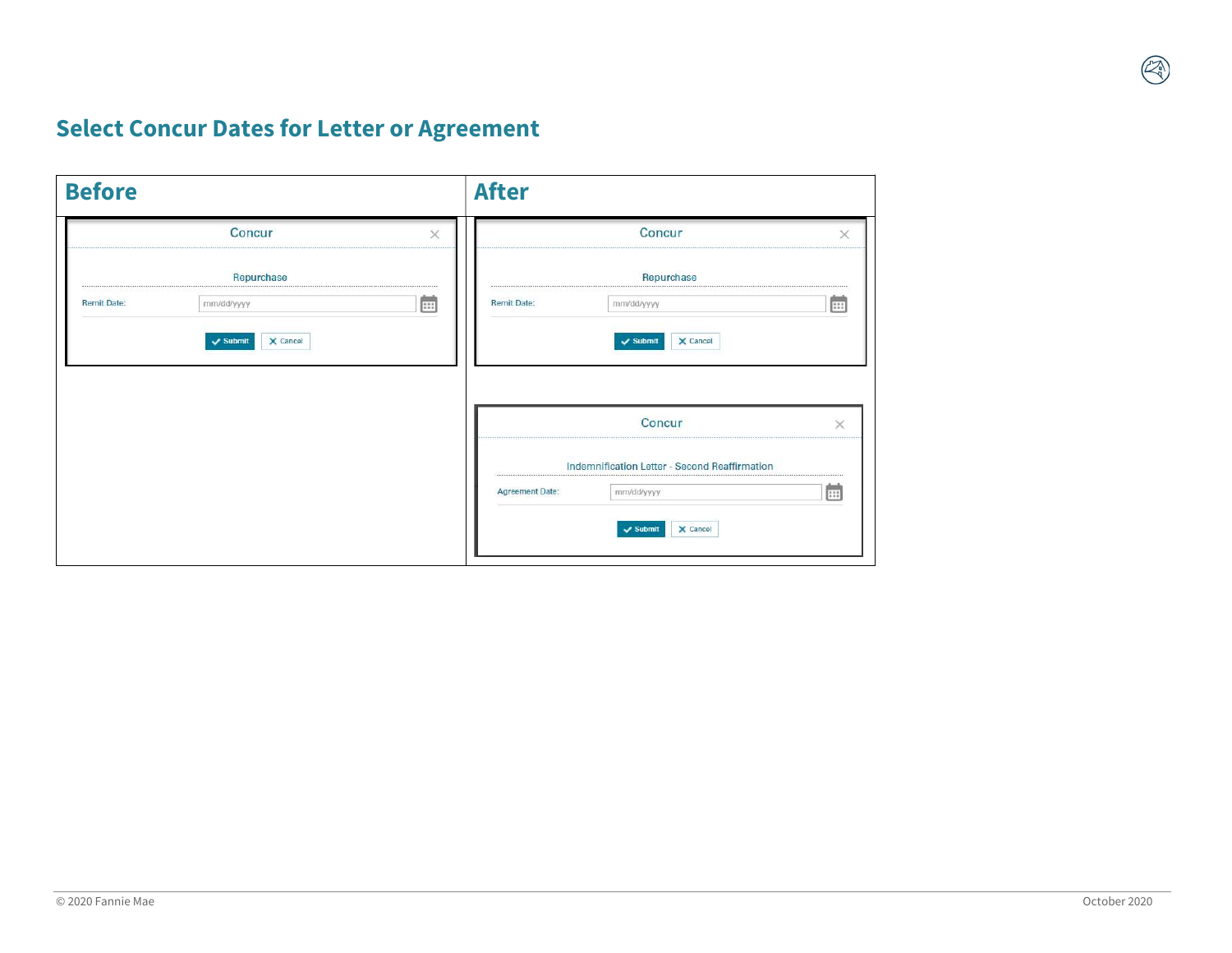## Select Concur Dates for Letter or Agreement

| Before | After |
| --- | --- |
| Concur<br>Repurchase<br>Remit Date: mm/dd/yyyy<br>Submit Cancel | Concur<br>Repurchase<br>Remit Date: mm/dd/yyyy<br>Submit Cancel<br><br>Concur<br>Indemnification Letter - Second Reaffirmation<br>Agreement Date: mm/dd/yyyy<br>Submit Cancel |

© 2020 Fannie Mae

October 2020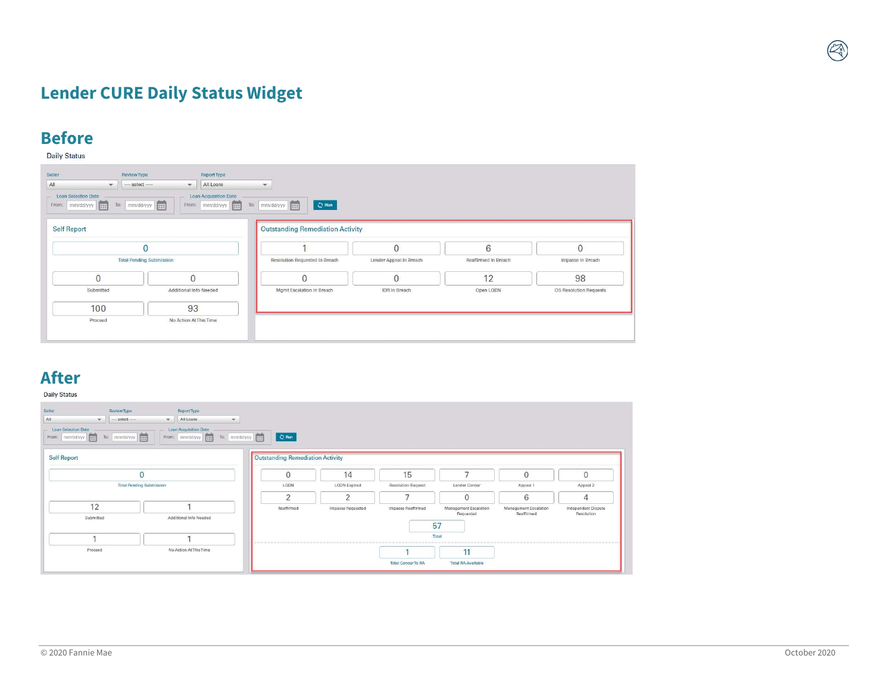# Lender CURE Daily Status Widget

## Before

Daily Status

Seller: All | Review Type: ---- select ---- | Report Type: All Loans

Loan Selection Date — From: mm/dd/yyyy To: mm/dd/yyyy

Loan Acquisition Date — From: mm/dd/yyyy To: mm/dd/yyyy

Run

**Self Report**

| Value | Label |
|---|---|
| 0 | Total Pending Submission |
| 0 | Submitted |
| 0 | Additional Info Needed |
| 100 | Proceed |
| 93 | No Action At This Time |

**Outstanding Remediation Activity**

| Value | Label |
|---|---|
| 1 | Resolution Requested In Breach |
| 0 | Lender Appeal In Breach |
| 6 | Reaffirmed In Breach |
| 0 | Impasse In Breach |
| 0 | Mgmt Escalation In Breach |
| 0 | IDR In Breach |
| 12 | Open LODN |
| 98 | OS Resolution Requests |

## After

Daily Status

Seller: All | Review Type: ---- select ---- | Report Type: All Loans

Loan Selection Date — From: mm/dd/yyyy To: mm/dd/yyyy

Loan Acquisition Date — From: mm/dd/yyyy To: mm/dd/yyyy

Run

**Self Report**

| Value | Label |
|---|---|
| 0 | Total Pending Submission |
| 12 | Submitted |
| 1 | Additional Info Needed |
| 1 | Proceed |
| 1 | No Action At This Time |

**Outstanding Remediation Activity**

| Value | Label |
|---|---|
| 0 | LODN |
| 14 | LODN Expired |
| 15 | Resolution Request |
| 7 | Lender Concur |
| 0 | Appeal 1 |
| 0 | Appeal 2 |
| 2 | Reaffirmed |
| 2 | Impasse Requested |
| 7 | Impasse Reaffirmed |
| 0 | Management Escalation Requested |
| 6 | Management Escalation Reaffirmed |
| 4 | Independent Dispute Resolution |
| 57 | Total |
| 1 | Total Concur To RA |
| 11 | Total RA Available |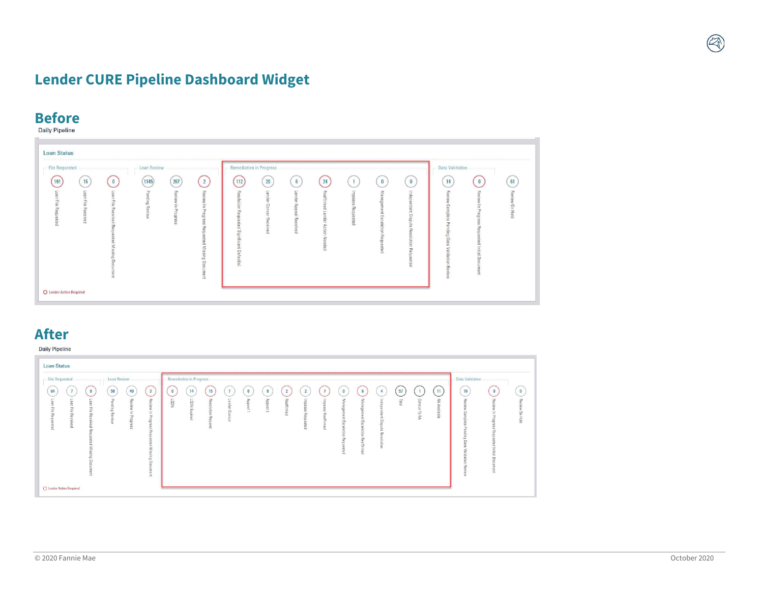# Lender CURE Pipeline Dashboard Widget

## Before

Daily Pipeline

**Loan Status**

| File Requested | | | Loan Review | | | Remediation in Progress | | | | | | | Data Validation | | |
|---|---|---|---|---|---|---|---|---|---|---|---|---|---|---|---|
| Loan File Requested | Loan File Received | Loan File Received Requested Missing Document | Pending Review | Review in Progress | Review In Progress Requested Missing Document | Resolution Requested Significant Defect | Lender Concur Received | Lender Appeal Received | Reaffirmed Lender Action Needed | Impasse Requested | Management Escalation Requested | Independent Dispute Resolution Requested | Review Complete Pending Data Validation Review | Review In Progress Requested Initial Document | Review On Hold |
| 191 | 15 | 0 | 1145 | 267 | 2 | 112 | 20 | 6 | 24 | 1 | 0 | 0 | 14 | 0 | 61 |

Lender Action Required

## After

Daily Pipeline

**Loan Status**

| File Requested | | | Loan Review | | | Remediation in Progress | | | | | | | | | | | | | | | Data Validation | | |
|---|---|---|---|---|---|---|---|---|---|---|---|---|---|---|---|---|---|---|---|---|---|---|---|
| Loan File Requested | Loan File Received | Loan File Received Requested Missing Document | Pending Review | Review in Progress | Review in Progress Requested Missing Document | LDDN | LDDN Expired | Resolution Request | Lender Concur | Appeal 1 | Appeal 2 | Reaffirmed | Impasse Requested | Impasse Reaffirmed | Management Escalation Requested | Management Escalation Reaffirmed | Independent Dispute Resolution | Total | Concur To RA | RA Available | Review Complete Pending Data Validation Review | Review in Progress Requested Initial Document | Review On Hold |
| 64 | 7 | 0 | 58 | 49 | 3 | 0 | 14 | 15 | 7 | 0 | 0 | 2 | 2 | 7 | 0 | 6 | 4 | 57 | 1 | 11 | 10 | 0 | 0 |

Lender Action Required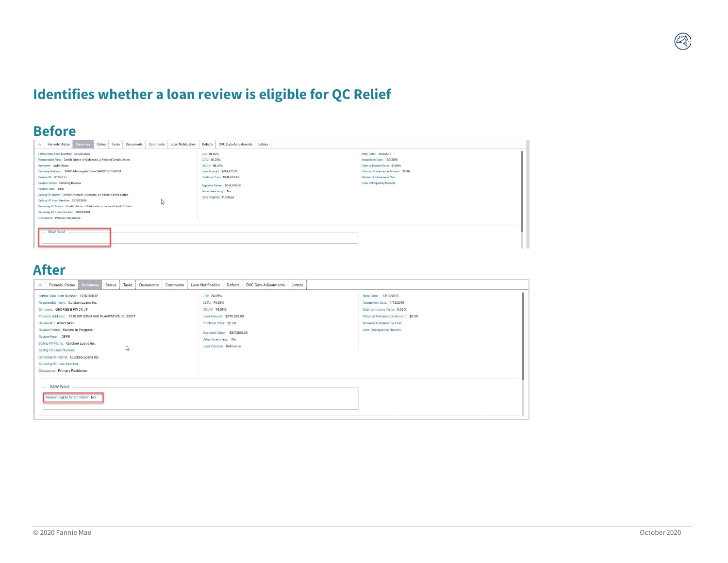## Identifies whether a loan review is eligible for QC Relief

### Before

Remedy Status | Summary | Status | Tasks | Documents | Comments | Loan Notification | Defects | DVC Data Adjustments | Letters

Fannie Mae Loan Number: 4012818466
Responsible Party: Credit Union of Colorado, a Federal Credit Union
Borrower: Judd Olson
Property Address: 16660 Martingale Drive PARKER CO 80134
Review ID: A1156175
Review Status: Pending Review
Review Type: EPD
Selling RP Name: Credit Union of Colorado, a Federal Credit Union
Selling RP Loan Number: 262003099
Servicing RP Name: Credit Union of Colorado, a Federal Credit Union
Servicing RP Loan Number: 262043099
Occupancy: Primary Residence

LTV: 94.25%
CLTV: 94.25%
HCLTV: 94.25%
Loan Amount: $419,425.00
Purchase Price: $445,000.00
Appraisal Value: $445,000.00
Value Seasoning: No
Loan Purpose: Purchase

Note Date: 9/30/2019
Acquisition Date: 10/3/2019
Debt to Income Ratio: 41.89%
Principal Forbearance Amount: $0.00
Workout Forbearance Plan:
Loan Delinquency Reason:

R&W Relief

### After

Remedy Status | Summary | Status | Tasks | Documents | Comments | Loan Notification | Defects | DVC Data Adjustments | Letters

Fannie Mae Loan Number: 1736118632
Responsible Party: Quicken Loans Inc.
Borrower: GEORGE E FINCK JR
Property Address: 1010 SW 52ND AVE PLANTATION FL 33317
Review ID: A10272436
Review Status: Review In Progress
Review Type: DPPR
Selling RP Name: Quicken Loans Inc.
Selling RP Loan Number:
Servicing RP Name: Quicken Loans Inc.
Servicing RP Loan Number:
Occupancy: Primary Residence

LTV: 74.09%
CLTV: 74.09%
HCLTV: 74.09%
Loan Amount: $279,325.00
Purchase Price: $0.00
Appraisal Value: $377,000.00
Value Seasoning: No
Loan Purpose: Refinance

Note Date: 12/15/2015
Acquisition Date: 1/13/2016
Debt to Income Ratio: 0.00%
Principal Forbearance Amount: $0.00
Workout Forbearance Plan:
Loan Delinquency Reason:

R&W Relief

Review Eligible for QC Relief: No